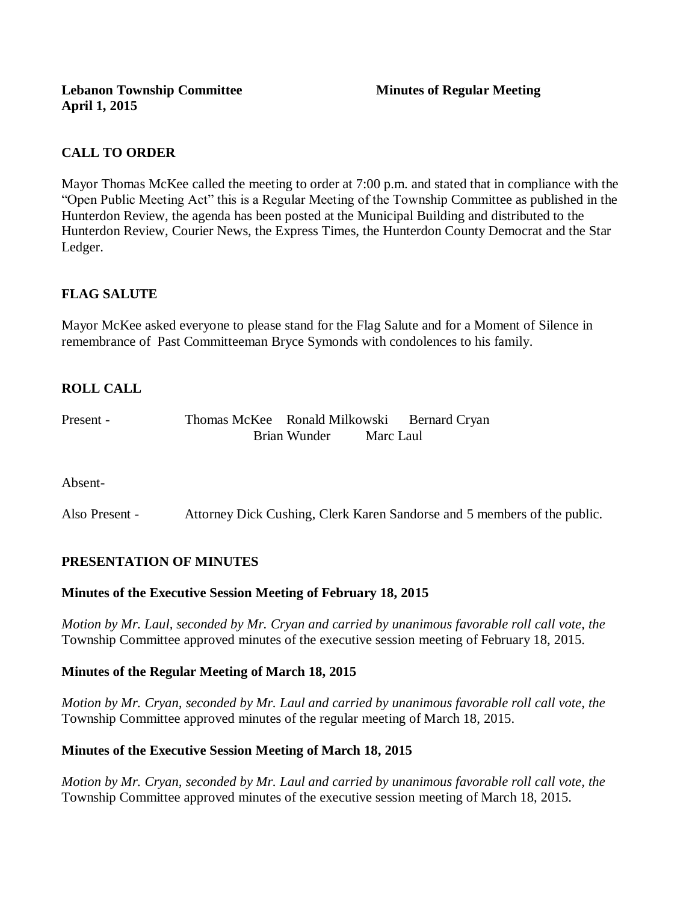**Lebanon Township Committee** **Minutes of Regular Meeting**
**April 1, 2015**

## CALL TO ORDER

Mayor Thomas McKee called the meeting to order at 7:00 p.m. and stated that in compliance with the "Open Public Meeting Act" this is a Regular Meeting of the Township Committee as published in the Hunterdon Review, the agenda has been posted at the Municipal Building and distributed to the Hunterdon Review, Courier News, the Express Times, the Hunterdon County Democrat and the Star Ledger.

## FLAG SALUTE

Mayor McKee asked everyone to please stand for the Flag Salute and for a Moment of Silence in remembrance of Past Committeeman Bryce Symonds with condolences to his family.

## ROLL CALL

Present - Thomas McKee Ronald Milkowski Bernard Cryan
Brian Wunder Marc Laul

Absent-

Also Present - Attorney Dick Cushing, Clerk Karen Sandorse and 5 members of the public.

## PRESENTATION OF MINUTES

### Minutes of the Executive Session Meeting of February 18, 2015

*Motion by Mr. Laul, seconded by Mr. Cryan and carried by unanimous favorable roll call vote, the* Township Committee approved minutes of the executive session meeting of February 18, 2015.

### Minutes of the Regular Meeting of March 18, 2015

*Motion by Mr. Cryan, seconded by Mr. Laul and carried by unanimous favorable roll call vote, the* Township Committee approved minutes of the regular meeting of March 18, 2015.

### Minutes of the Executive Session Meeting of March 18, 2015

*Motion by Mr. Cryan, seconded by Mr. Laul and carried by unanimous favorable roll call vote, the* Township Committee approved minutes of the executive session meeting of March 18, 2015.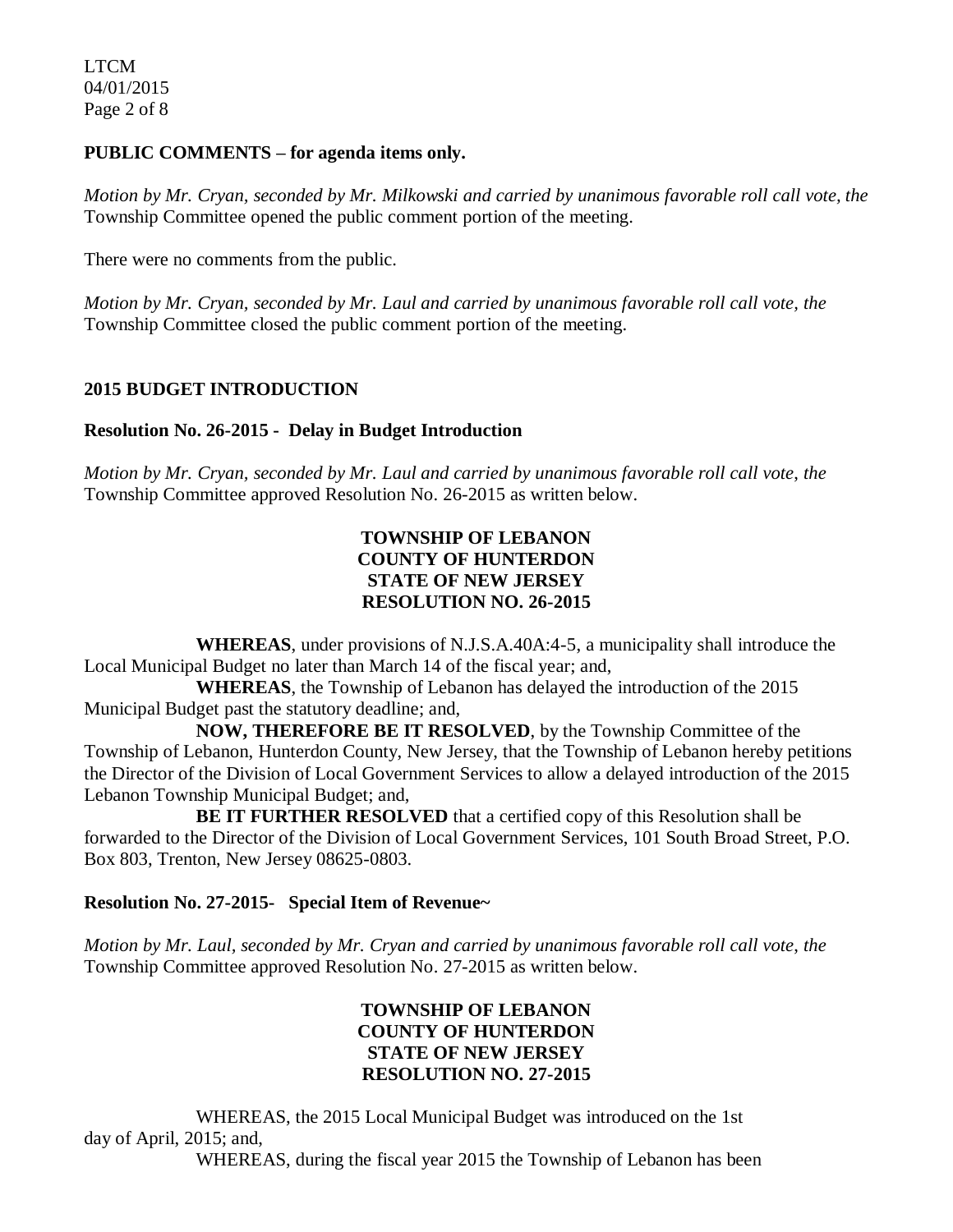**PUBLIC COMMENTS – for agenda items only.**

*Motion by Mr. Cryan, seconded by Mr. Milkowski and carried by unanimous favorable roll call vote, the* Township Committee opened the public comment portion of the meeting.

There were no comments from the public.

*Motion by Mr. Cryan, seconded by Mr. Laul and carried by unanimous favorable roll call vote, the* Township Committee closed the public comment portion of the meeting.

**2015 BUDGET INTRODUCTION**

**Resolution No. 26-2015 - Delay in Budget Introduction**

*Motion by Mr. Cryan, seconded by Mr. Laul and carried by unanimous favorable roll call vote, the* Township Committee approved Resolution No. 26-2015 as written below.

**TOWNSHIP OF LEBANON**
**COUNTY OF HUNTERDON**
**STATE OF NEW JERSEY**
**RESOLUTION NO. 26-2015**

**WHEREAS**, under provisions of N.J.S.A.40A:4-5, a municipality shall introduce the Local Municipal Budget no later than March 14 of the fiscal year; and,

**WHEREAS**, the Township of Lebanon has delayed the introduction of the 2015 Municipal Budget past the statutory deadline; and,

**NOW, THEREFORE BE IT RESOLVED**, by the Township Committee of the Township of Lebanon, Hunterdon County, New Jersey, that the Township of Lebanon hereby petitions the Director of the Division of Local Government Services to allow a delayed introduction of the 2015 Lebanon Township Municipal Budget; and,

**BE IT FURTHER RESOLVED** that a certified copy of this Resolution shall be forwarded to the Director of the Division of Local Government Services, 101 South Broad Street, P.O. Box 803, Trenton, New Jersey 08625-0803.

**Resolution No. 27-2015- Special Item of Revenue~**

*Motion by Mr. Laul, seconded by Mr. Cryan and carried by unanimous favorable roll call vote, the* Township Committee approved Resolution No. 27-2015 as written below.

**TOWNSHIP OF LEBANON**
**COUNTY OF HUNTERDON**
**STATE OF NEW JERSEY**
**RESOLUTION NO. 27-2015**

WHEREAS, the 2015 Local Municipal Budget was introduced on the 1st day of April, 2015; and,

WHEREAS, during the fiscal year 2015 the Township of Lebanon has been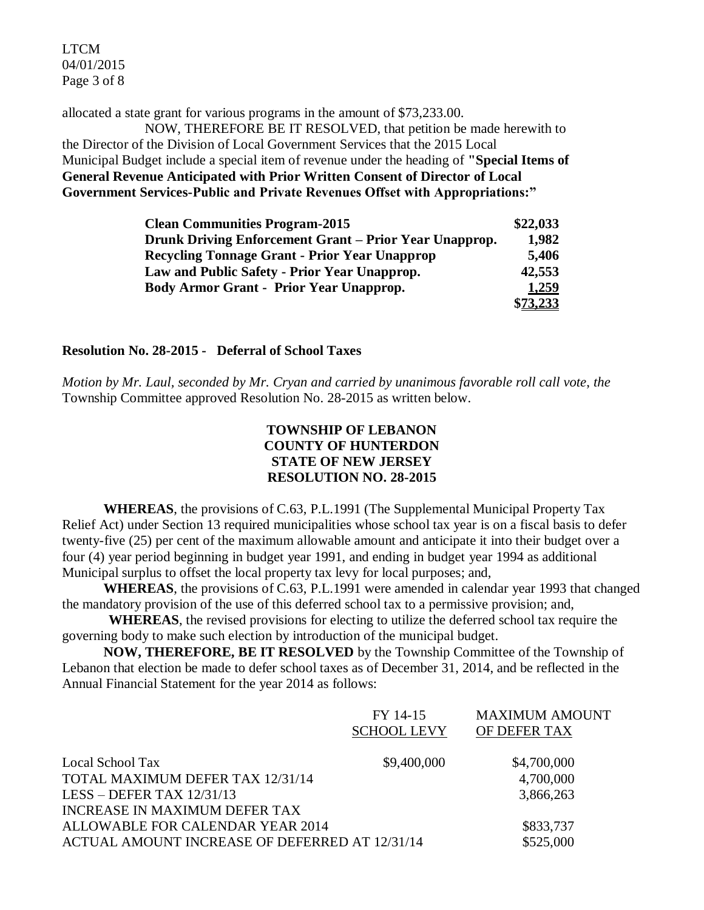allocated a state grant for various programs in the amount of $73,233.00.

NOW, THEREFORE BE IT RESOLVED, that petition be made herewith to the Director of the Division of Local Government Services that the 2015 Local Municipal Budget include a special item of revenue under the heading of **"Special Items of General Revenue Anticipated with Prior Written Consent of Director of Local Government Services-Public and Private Revenues Offset with Appropriations:"**

| | |
|---|---|
| **Clean Communities Program-2015** | **$22,033** |
| **Drunk Driving Enforcement Grant – Prior Year Unapprop.** | **1,982** |
| **Recycling Tonnage Grant - Prior Year Unapprop** | **5,406** |
| **Law and Public Safety - Prior Year Unapprop.** | **42,553** |
| **Body Armor Grant - Prior Year Unapprop.** | **1,259** |
| | **$73,233** |

**Resolution No. 28-2015 - Deferral of School Taxes**

*Motion by Mr. Laul, seconded by Mr. Cryan and carried by unanimous favorable roll call vote, the* Township Committee approved Resolution No. 28-2015 as written below.

**TOWNSHIP OF LEBANON**
**COUNTY OF HUNTERDON**
**STATE OF NEW JERSEY**
**RESOLUTION NO. 28-2015**

**WHEREAS**, the provisions of C.63, P.L.1991 (The Supplemental Municipal Property Tax Relief Act) under Section 13 required municipalities whose school tax year is on a fiscal basis to defer twenty-five (25) per cent of the maximum allowable amount and anticipate it into their budget over a four (4) year period beginning in budget year 1991, and ending in budget year 1994 as additional Municipal surplus to offset the local property tax levy for local purposes; and,

**WHEREAS**, the provisions of C.63, P.L.1991 were amended in calendar year 1993 that changed the mandatory provision of the use of this deferred school tax to a permissive provision; and,

**WHEREAS**, the revised provisions for electing to utilize the deferred school tax require the governing body to make such election by introduction of the municipal budget.

**NOW, THEREFORE, BE IT RESOLVED** by the Township Committee of the Township of Lebanon that election be made to defer school taxes as of December 31, 2014, and be reflected in the Annual Financial Statement for the year 2014 as follows:

| | FY 14-15 SCHOOL LEVY | MAXIMUM AMOUNT OF DEFER TAX |
|---|---|---|
| Local School Tax | $9,400,000 | $4,700,000 |
| TOTAL MAXIMUM DEFER TAX 12/31/14 | | 4,700,000 |
| LESS – DEFER TAX 12/31/13 | | 3,866,263 |
| INCREASE IN MAXIMUM DEFER TAX ALLOWABLE FOR CALENDAR YEAR 2014 | | $833,737 |
| ACTUAL AMOUNT INCREASE OF DEFERRED AT 12/31/14 | | $525,000 |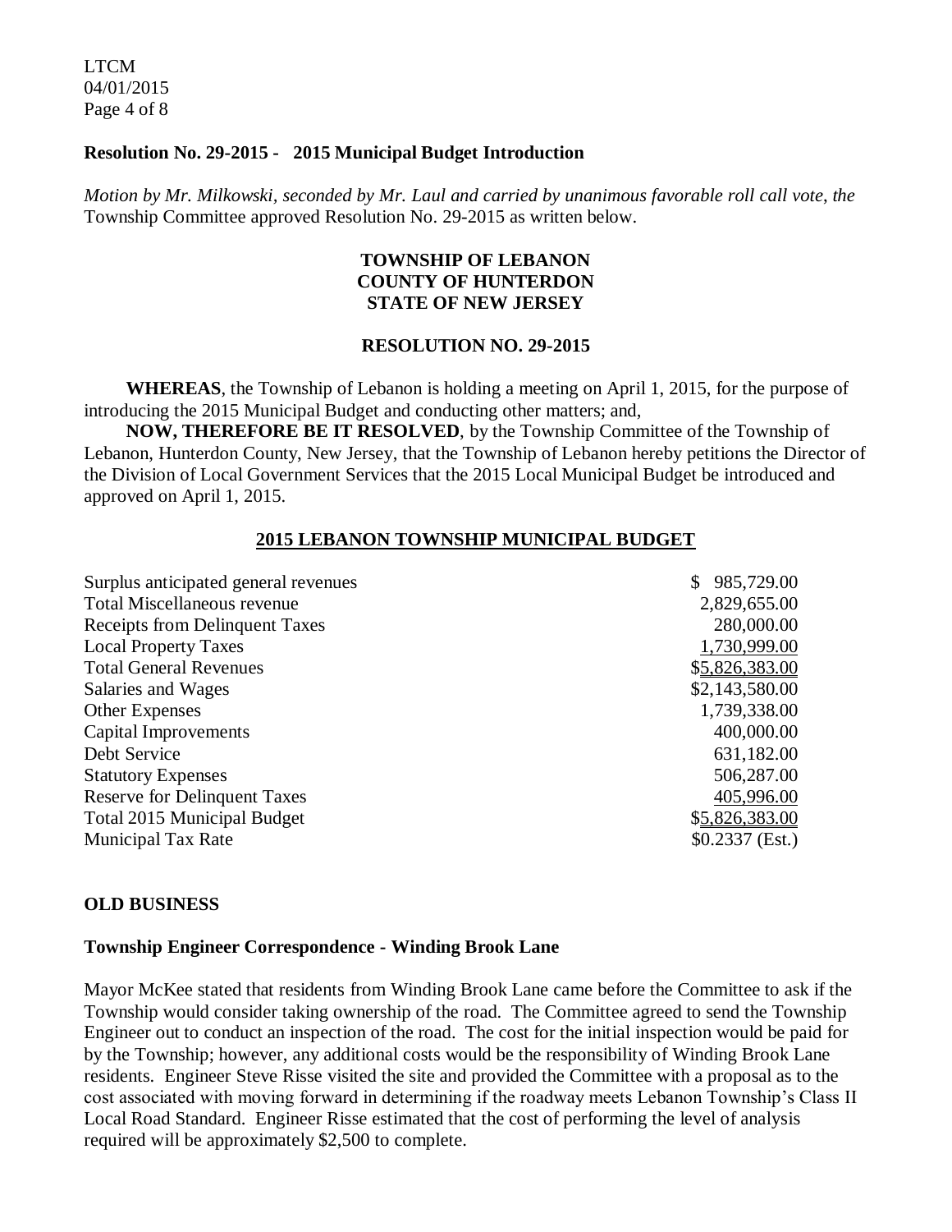**Resolution No. 29-2015 - 2015 Municipal Budget Introduction**

*Motion by Mr. Milkowski, seconded by Mr. Laul and carried by unanimous favorable roll call vote, the* Township Committee approved Resolution No. 29-2015 as written below.

**TOWNSHIP OF LEBANON**
**COUNTY OF HUNTERDON**
**STATE OF NEW JERSEY**

**RESOLUTION NO. 29-2015**

**WHEREAS**, the Township of Lebanon is holding a meeting on April 1, 2015, for the purpose of introducing the 2015 Municipal Budget and conducting other matters; and,

**NOW, THEREFORE BE IT RESOLVED**, by the Township Committee of the Township of Lebanon, Hunterdon County, New Jersey, that the Township of Lebanon hereby petitions the Director of the Division of Local Government Services that the 2015 Local Municipal Budget be introduced and approved on April 1, 2015.

**2015 LEBANON TOWNSHIP MUNICIPAL BUDGET**

| | |
|---|---|
| Surplus anticipated general revenues | $ 985,729.00 |
| Total Miscellaneous revenue | 2,829,655.00 |
| Receipts from Delinquent Taxes | 280,000.00 |
| Local Property Taxes | 1,730,999.00 |
| Total General Revenues | $5,826,383.00 |
| Salaries and Wages | $2,143,580.00 |
| Other Expenses | 1,739,338.00 |
| Capital Improvements | 400,000.00 |
| Debt Service | 631,182.00 |
| Statutory Expenses | 506,287.00 |
| Reserve for Delinquent Taxes | 405,996.00 |
| Total 2015 Municipal Budget | $5,826,383.00 |
| Municipal Tax Rate | $0.2337 (Est.) |

## OLD BUSINESS

**Township Engineer Correspondence - Winding Brook Lane**

Mayor McKee stated that residents from Winding Brook Lane came before the Committee to ask if the Township would consider taking ownership of the road. The Committee agreed to send the Township Engineer out to conduct an inspection of the road. The cost for the initial inspection would be paid for by the Township; however, any additional costs would be the responsibility of Winding Brook Lane residents. Engineer Steve Risse visited the site and provided the Committee with a proposal as to the cost associated with moving forward in determining if the roadway meets Lebanon Township's Class II Local Road Standard. Engineer Risse estimated that the cost of performing the level of analysis required will be approximately $2,500 to complete.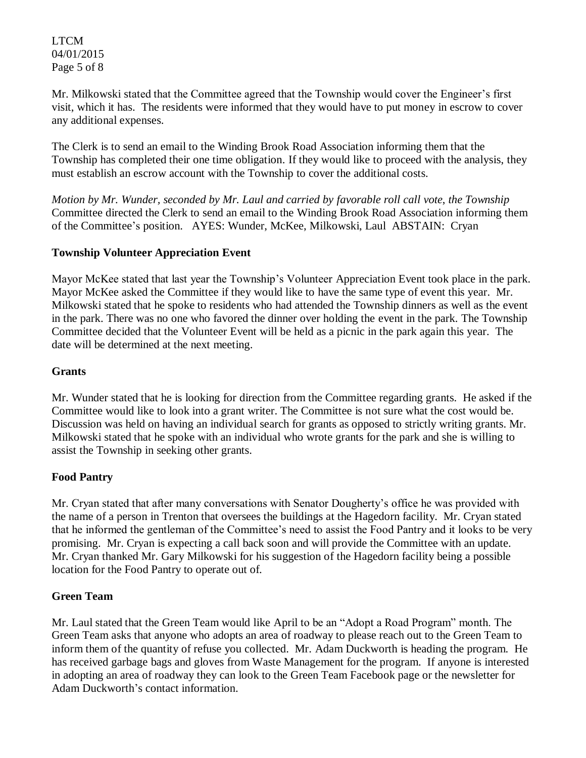Mr. Milkowski stated that the Committee agreed that the Township would cover the Engineer's first visit, which it has. The residents were informed that they would have to put money in escrow to cover any additional expenses.

The Clerk is to send an email to the Winding Brook Road Association informing them that the Township has completed their one time obligation. If they would like to proceed with the analysis, they must establish an escrow account with the Township to cover the additional costs.

*Motion by Mr. Wunder, seconded by Mr. Laul and carried by favorable roll call vote, the Township* Committee directed the Clerk to send an email to the Winding Brook Road Association informing them of the Committee's position. AYES: Wunder, McKee, Milkowski, Laul ABSTAIN: Cryan

**Township Volunteer Appreciation Event**

Mayor McKee stated that last year the Township's Volunteer Appreciation Event took place in the park. Mayor McKee asked the Committee if they would like to have the same type of event this year. Mr. Milkowski stated that he spoke to residents who had attended the Township dinners as well as the event in the park. There was no one who favored the dinner over holding the event in the park. The Township Committee decided that the Volunteer Event will be held as a picnic in the park again this year. The date will be determined at the next meeting.

**Grants**

Mr. Wunder stated that he is looking for direction from the Committee regarding grants. He asked if the Committee would like to look into a grant writer. The Committee is not sure what the cost would be. Discussion was held on having an individual search for grants as opposed to strictly writing grants. Mr. Milkowski stated that he spoke with an individual who wrote grants for the park and she is willing to assist the Township in seeking other grants.

**Food Pantry**

Mr. Cryan stated that after many conversations with Senator Dougherty's office he was provided with the name of a person in Trenton that oversees the buildings at the Hagedorn facility. Mr. Cryan stated that he informed the gentleman of the Committee's need to assist the Food Pantry and it looks to be very promising. Mr. Cryan is expecting a call back soon and will provide the Committee with an update. Mr. Cryan thanked Mr. Gary Milkowski for his suggestion of the Hagedorn facility being a possible location for the Food Pantry to operate out of.

**Green Team**

Mr. Laul stated that the Green Team would like April to be an "Adopt a Road Program" month. The Green Team asks that anyone who adopts an area of roadway to please reach out to the Green Team to inform them of the quantity of refuse you collected. Mr. Adam Duckworth is heading the program. He has received garbage bags and gloves from Waste Management for the program. If anyone is interested in adopting an area of roadway they can look to the Green Team Facebook page or the newsletter for Adam Duckworth's contact information.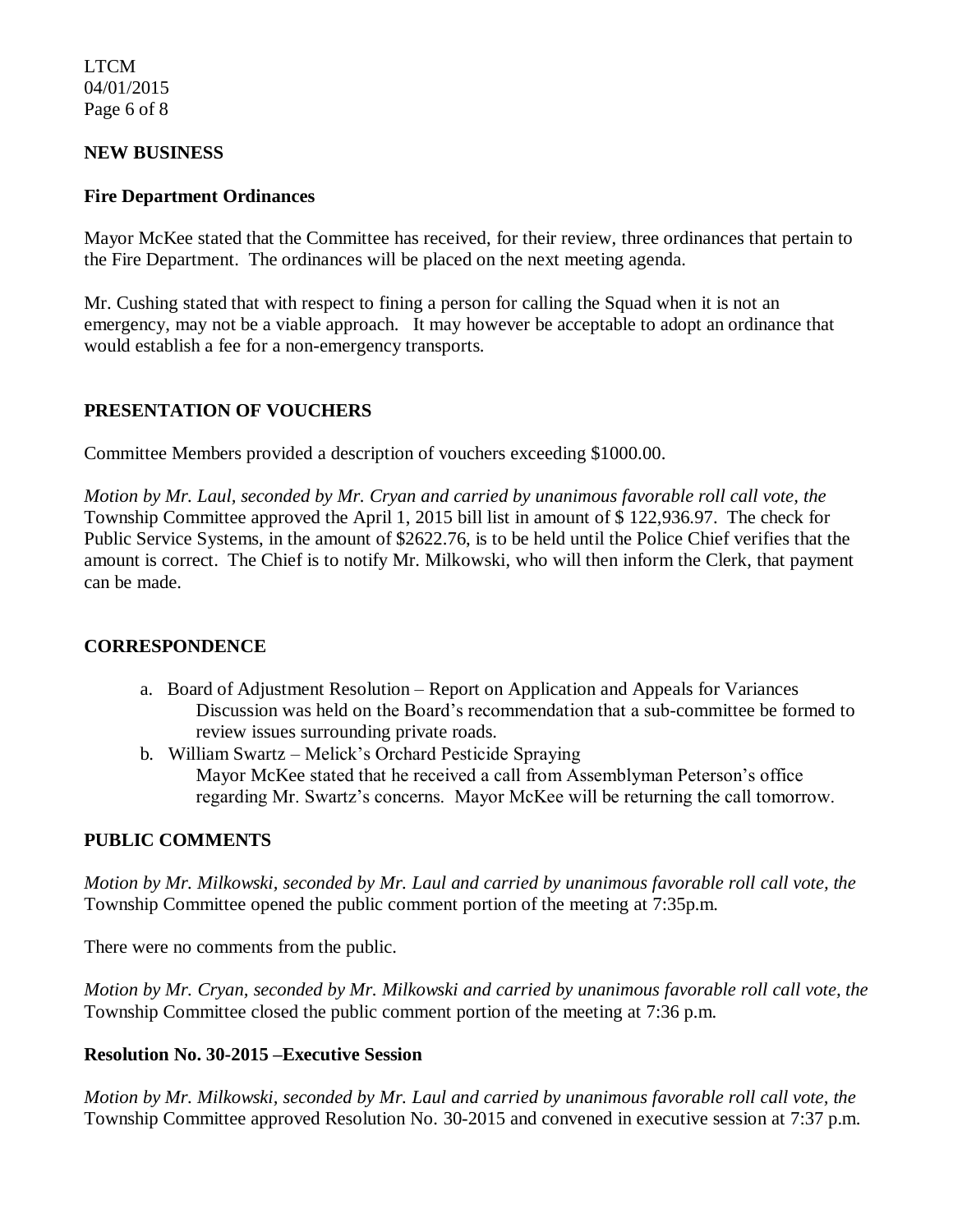## NEW BUSINESS

### Fire Department Ordinances

Mayor McKee stated that the Committee has received, for their review, three ordinances that pertain to the Fire Department. The ordinances will be placed on the next meeting agenda.

Mr. Cushing stated that with respect to fining a person for calling the Squad when it is not an emergency, may not be a viable approach. It may however be acceptable to adopt an ordinance that would establish a fee for a non-emergency transports.

## PRESENTATION OF VOUCHERS

Committee Members provided a description of vouchers exceeding $1000.00.

*Motion by Mr. Laul, seconded by Mr. Cryan and carried by unanimous favorable roll call vote, the* Township Committee approved the April 1, 2015 bill list in amount of $ 122,936.97. The check for Public Service Systems, in the amount of $2622.76, is to be held until the Police Chief verifies that the amount is correct. The Chief is to notify Mr. Milkowski, who will then inform the Clerk, that payment can be made.

## CORRESPONDENCE

a. Board of Adjustment Resolution – Report on Application and Appeals for Variances
   Discussion was held on the Board's recommendation that a sub-committee be formed to review issues surrounding private roads.
b. William Swartz – Melick's Orchard Pesticide Spraying
   Mayor McKee stated that he received a call from Assemblyman Peterson's office regarding Mr. Swartz's concerns. Mayor McKee will be returning the call tomorrow.

## PUBLIC COMMENTS

*Motion by Mr. Milkowski, seconded by Mr. Laul and carried by unanimous favorable roll call vote, the* Township Committee opened the public comment portion of the meeting at 7:35p.m.

There were no comments from the public.

*Motion by Mr. Cryan, seconded by Mr. Milkowski and carried by unanimous favorable roll call vote, the* Township Committee closed the public comment portion of the meeting at 7:36 p.m.

### Resolution No. 30-2015 –Executive Session

*Motion by Mr. Milkowski, seconded by Mr. Laul and carried by unanimous favorable roll call vote, the* Township Committee approved Resolution No. 30-2015 and convened in executive session at 7:37 p.m.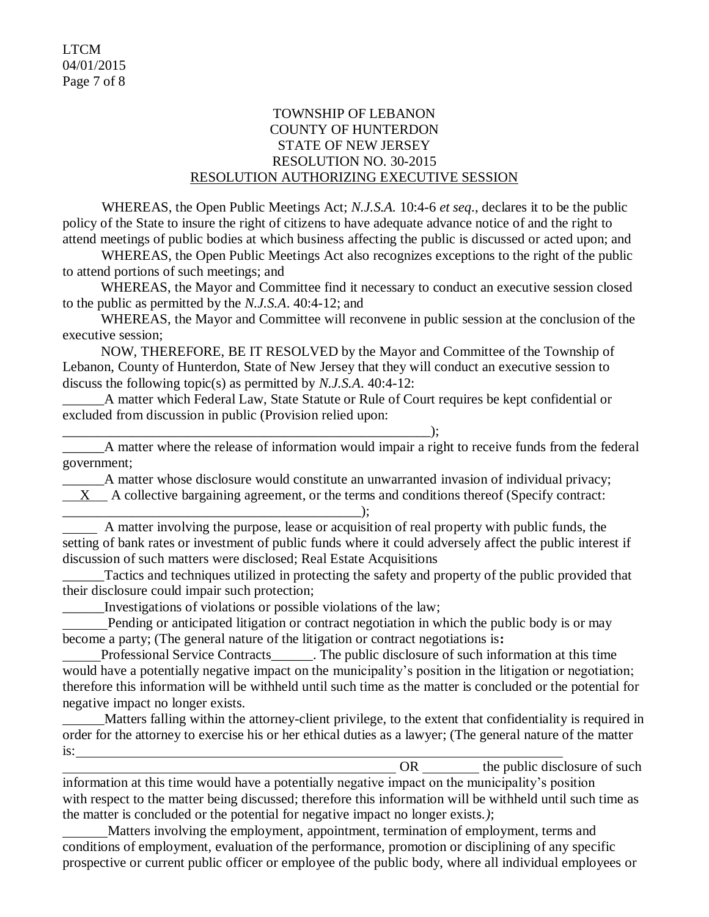TOWNSHIP OF LEBANON
COUNTY OF HUNTERDON
STATE OF NEW JERSEY
RESOLUTION NO. 30-2015

RESOLUTION AUTHORIZING EXECUTIVE SESSION

WHEREAS, the Open Public Meetings Act; *N.J.S.A.* 10:4-6 *et seq*., declares it to be the public policy of the State to insure the right of citizens to have adequate advance notice of and the right to attend meetings of public bodies at which business affecting the public is discussed or acted upon; and

WHEREAS, the Open Public Meetings Act also recognizes exceptions to the right of the public to attend portions of such meetings; and

WHEREAS, the Mayor and Committee find it necessary to conduct an executive session closed to the public as permitted by the *N.J.S.A*. 40:4-12; and

WHEREAS, the Mayor and Committee will reconvene in public session at the conclusion of the executive session;

NOW, THEREFORE, BE IT RESOLVED by the Mayor and Committee of the Township of Lebanon, County of Hunterdon, State of New Jersey that they will conduct an executive session to discuss the following topic(s) as permitted by *N.J.S.A*. 40:4-12:

______A matter which Federal Law, State Statute or Rule of Court requires be kept confidential or excluded from discussion in public (Provision relied upon: ________________________________________________________);

______A matter where the release of information would impair a right to receive funds from the federal government;

______A matter whose disclosure would constitute an unwarranted invasion of individual privacy;

\_\_X\_\_ A collective bargaining agreement, or the terms and conditions thereof (Specify contract: ____________________________________________);

_____ A matter involving the purpose, lease or acquisition of real property with public funds, the setting of bank rates or investment of public funds where it could adversely affect the public interest if discussion of such matters were disclosed; Real Estate Acquisitions

______Tactics and techniques utilized in protecting the safety and property of the public provided that their disclosure could impair such protection;

______Investigations of violations or possible violations of the law;

______Pending or anticipated litigation or contract negotiation in which the public body is or may become a party; (The general nature of the litigation or contract negotiations is**:**

______Professional Service Contracts______. The public disclosure of such information at this time would have a potentially negative impact on the municipality's position in the litigation or negotiation; therefore this information will be withheld until such time as the matter is concluded or the potential for negative impact no longer exists.

______Matters falling within the attorney-client privilege, to the extent that confidentiality is required in order for the attorney to exercise his or her ethical duties as a lawyer; (The general nature of the matter is: ________________________________________________________________________ OR ________ the public disclosure of such information at this time would have a potentially negative impact on the municipality's position with respect to the matter being discussed; therefore this information will be withheld until such time as the matter is concluded or the potential for negative impact no longer exists.*)*;

______Matters involving the employment, appointment, termination of employment, terms and conditions of employment, evaluation of the performance, promotion or disciplining of any specific prospective or current public officer or employee of the public body, where all individual employees or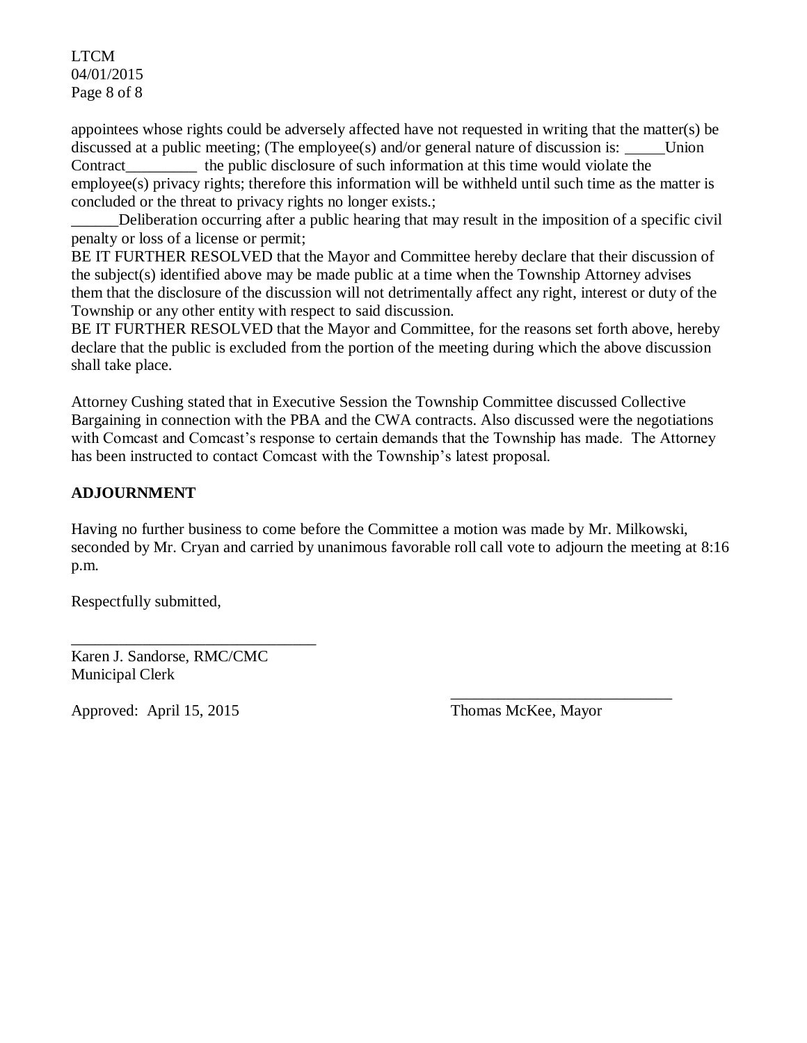appointees whose rights could be adversely affected have not requested in writing that the matter(s) be discussed at a public meeting; (The employee(s) and/or general nature of discussion is: _____Union Contract_________ the public disclosure of such information at this time would violate the employee(s) privacy rights; therefore this information will be withheld until such time as the matter is concluded or the threat to privacy rights no longer exists.;

______Deliberation occurring after a public hearing that may result in the imposition of a specific civil penalty or loss of a license or permit;

BE IT FURTHER RESOLVED that the Mayor and Committee hereby declare that their discussion of the subject(s) identified above may be made public at a time when the Township Attorney advises them that the disclosure of the discussion will not detrimentally affect any right, interest or duty of the Township or any other entity with respect to said discussion.

BE IT FURTHER RESOLVED that the Mayor and Committee, for the reasons set forth above, hereby declare that the public is excluded from the portion of the meeting during which the above discussion shall take place.

Attorney Cushing stated that in Executive Session the Township Committee discussed Collective Bargaining in connection with the PBA and the CWA contracts. Also discussed were the negotiations with Comcast and Comcast's response to certain demands that the Township has made. The Attorney has been instructed to contact Comcast with the Township's latest proposal.

**ADJOURNMENT**

Having no further business to come before the Committee a motion was made by Mr. Milkowski, seconded by Mr. Cryan and carried by unanimous favorable roll call vote to adjourn the meeting at 8:16 p.m.

Respectfully submitted,

_______________________________
Karen J. Sandorse, RMC/CMC
Municipal Clerk

Approved: April 15, 2015

_____________________________
Thomas McKee, Mayor